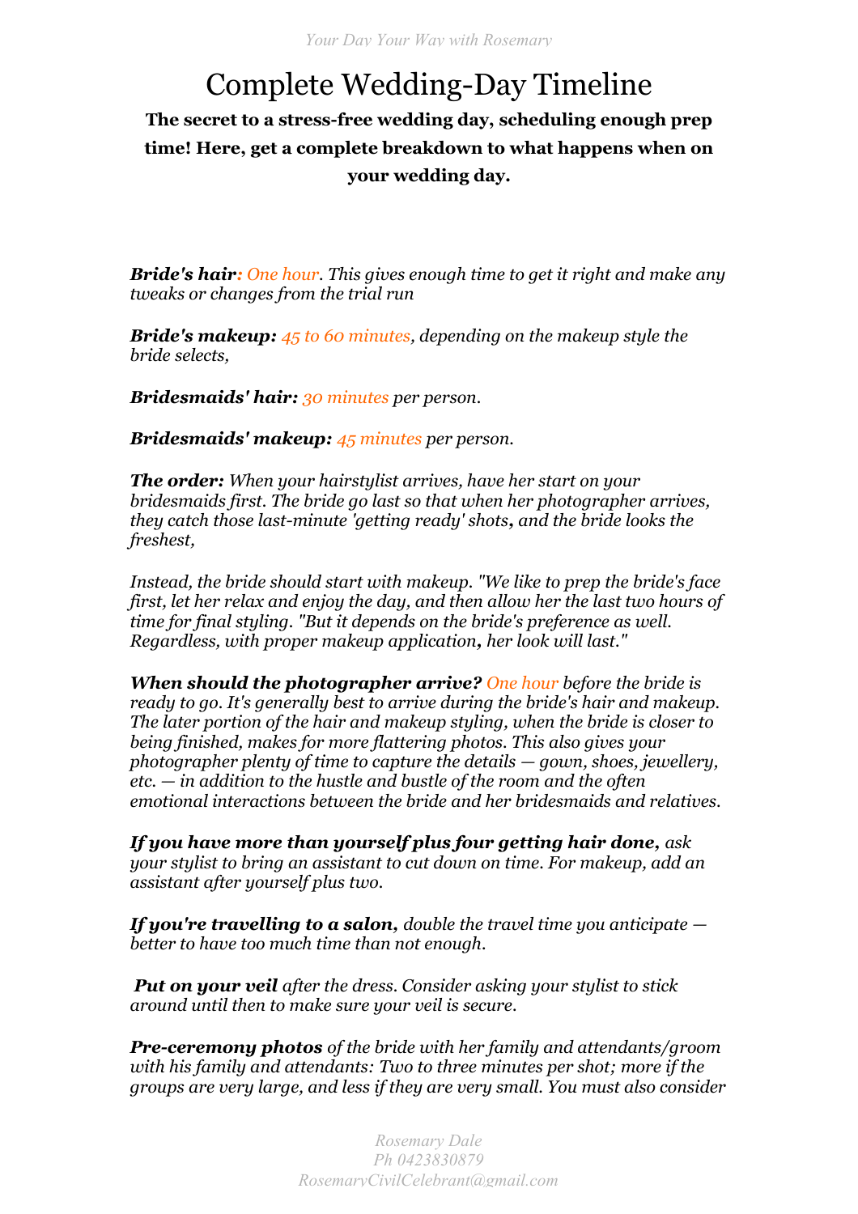// Your Day Your Way with Rosemary header omitted

# Complete Wedding-Day Timeline

**The secret to a stress-free wedding day, scheduling enough prep time! Here, get a complete breakdown to what happens when on your wedding day.**

***Bride's hair**: One hour. This gives enough time to get it right and make any tweaks or changes from the trial run*

***Bride's makeup:** 45 to 60 minutes, depending on the makeup style the bride selects,*

***Bridesmaids' hair:** 30 minutes per person.*

***Bridesmaids' makeup:** 45 minutes per person.*

***The order:** When your hairstylist arrives, have her start on your bridesmaids first. The bride go last so that when her photographer arrives, they catch those last-minute 'getting ready' shots, and the bride looks the freshest,*

*Instead, the bride should start with makeup. "We like to prep the bride's face first, let her relax and enjoy the day, and then allow her the last two hours of time for final styling. "But it depends on the bride's preference as well. Regardless, with proper makeup application, her look will last."*

***When should the photographer arrive?** One hour before the bride is ready to go. It's generally best to arrive during the bride's hair and makeup. The later portion of the hair and makeup styling, when the bride is closer to being finished, makes for more flattering photos. This also gives your photographer plenty of time to capture the details — gown, shoes, jewellery, etc. — in addition to the hustle and bustle of the room and the often emotional interactions between the bride and her bridesmaids and relatives.*

***If you have more than yourself plus four getting hair done,** ask your stylist to bring an assistant to cut down on time. For makeup, add an assistant after yourself plus two.*

***If you're travelling to a salon,** double the travel time you anticipate — better to have too much time than not enough.*

***Put on your veil** after the dress. Consider asking your stylist to stick around until then to make sure your veil is secure.*

***Pre-ceremony photos** of the bride with her family and attendants/groom with his family and attendants: Two to three minutes per shot; more if the groups are very large, and less if they are very small. You must also consider*

Rosemary Dale
Ph 0423830879
RosemaryCivilCelebrant@gmail.com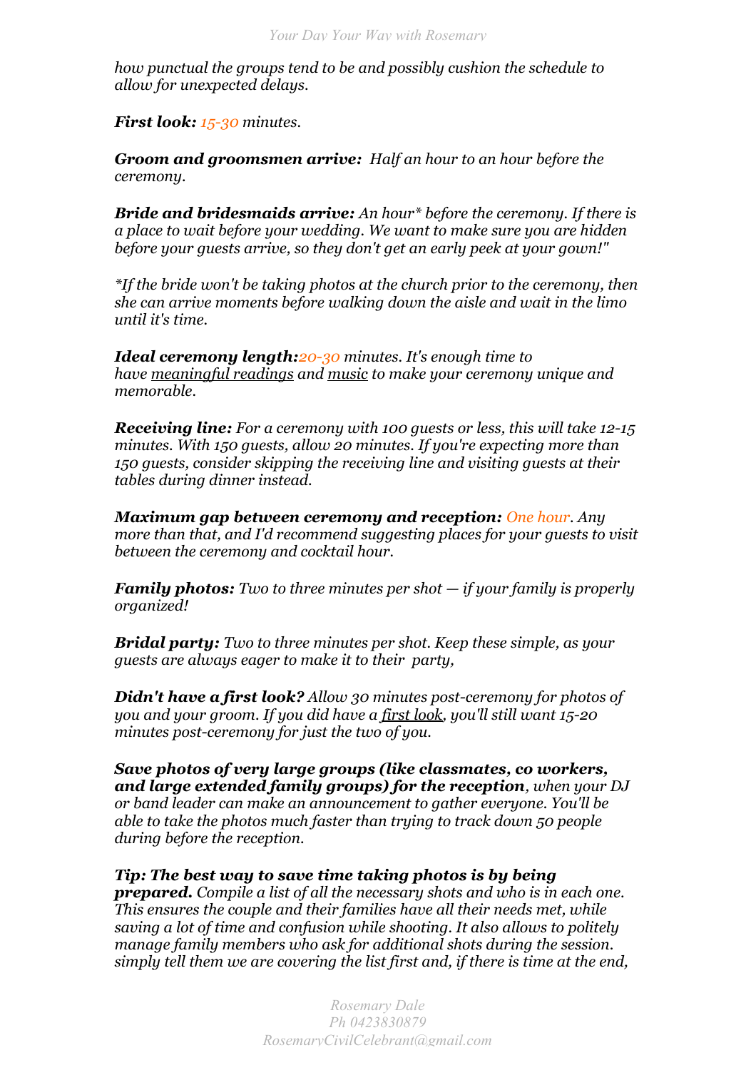*how punctual the groups tend to be and possibly cushion the schedule to allow for unexpected delays.*

***First look:*** *15-30 minutes.*

***Groom and groomsmen arrive:*** *Half an hour to an hour before the ceremony.*

***Bride and bridesmaids arrive:*** *An hour* before the ceremony. If there is a place to wait before your wedding. We want to make sure you are hidden before your guests arrive, so they don't get an early peek at your gown!"*

**If the bride won't be taking photos at the church prior to the ceremony, then she can arrive moments before walking down the aisle and wait in the limo until it's time.*

***Ideal ceremony length:*** *20-30 minutes. It's enough time to have meaningful readings and music to make your ceremony unique and memorable.*

***Receiving line:*** *For a ceremony with 100 guests or less, this will take 12-15 minutes. With 150 guests, allow 20 minutes. If you're expecting more than 150 guests, consider skipping the receiving line and visiting guests at their tables during dinner instead.*

***Maximum gap between ceremony and reception:*** *One hour. Any more than that, and I'd recommend suggesting places for your guests to visit between the ceremony and cocktail hour.*

***Family photos:*** *Two to three minutes per shot — if your family is properly organized!*

***Bridal party:*** *Two to three minutes per shot. Keep these simple, as your guests are always eager to make it to their party,*

***Didn't have a first look?*** *Allow 30 minutes post-ceremony for photos of you and your groom. If you did have a first look, you'll still want 15-20 minutes post-ceremony for just the two of you.*

***Save photos of very large groups (like classmates, co workers, and large extended family groups) for the reception****, when your DJ or band leader can make an announcement to gather everyone. You'll be able to take the photos much faster than trying to track down 50 people during before the reception.*

***Tip: The best way to save time taking photos is by being prepared.*** *Compile a list of all the necessary shots and who is in each one. This ensures the couple and their families have all their needs met, while saving a lot of time and confusion while shooting. It also allows to politely manage family members who ask for additional shots during the session. simply tell them we are covering the list first and, if there is time at the end,*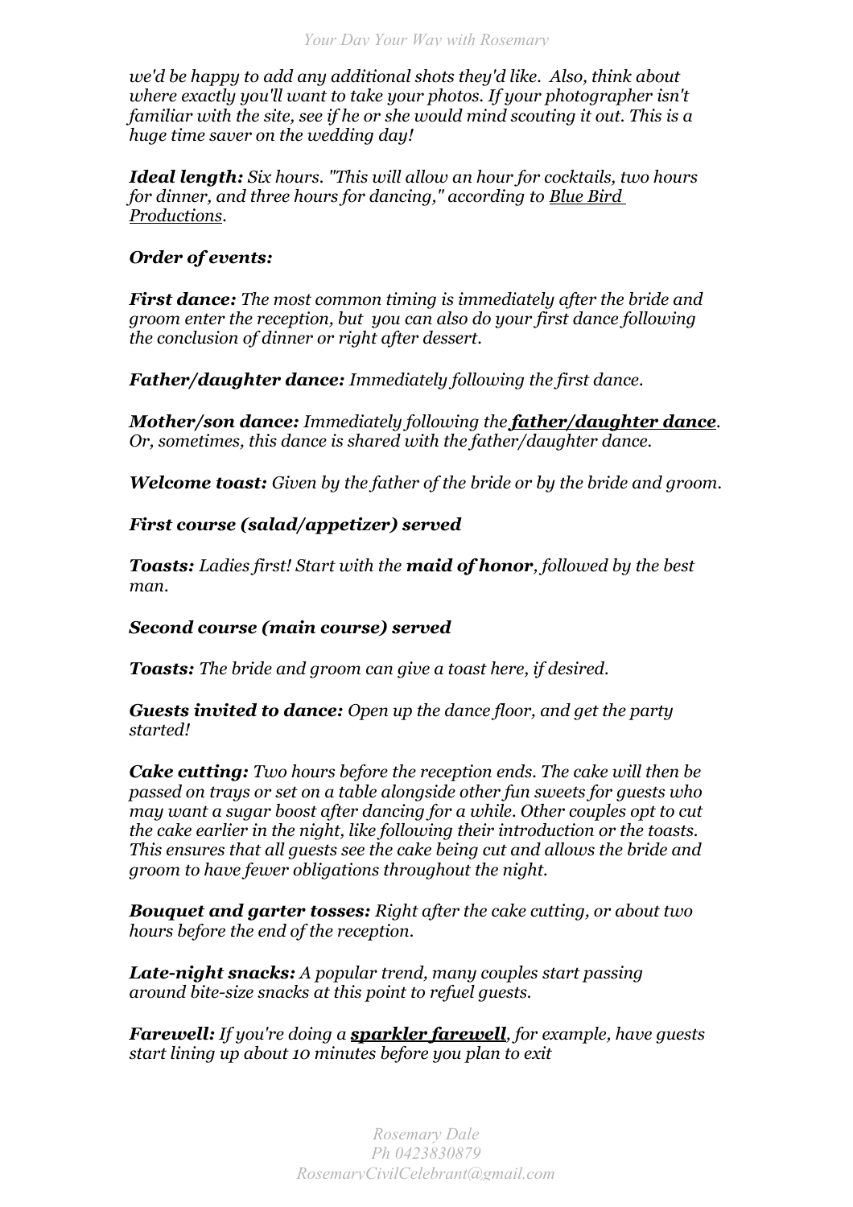*we'd be happy to add any additional shots they'd like. Also, think about where exactly you'll want to take your photos. If your photographer isn't familiar with the site, see if he or she would mind scouting it out. This is a huge time saver on the wedding day!*

***Ideal length:*** *Six hours. "This will allow an hour for cocktails, two hours for dinner, and three hours for dancing," according to Blue Bird Productions.*

***Order of events:***

***First dance:*** *The most common timing is immediately after the bride and groom enter the reception, but you can also do your first dance following the conclusion of dinner or right after dessert.*

***Father/daughter dance:*** *Immediately following the first dance.*

***Mother/son dance:*** *Immediately following the* ***father/daughter dance****. Or, sometimes, this dance is shared with the father/daughter dance.*

***Welcome toast:*** *Given by the father of the bride or by the bride and groom.*

***First course (salad/appetizer) served***

***Toasts:*** *Ladies first! Start with the* ***maid of honor****, followed by the best man.*

***Second course (main course) served***

***Toasts:*** *The bride and groom can give a toast here, if desired.*

***Guests invited to dance:*** *Open up the dance floor, and get the party started!*

***Cake cutting:*** *Two hours before the reception ends. The cake will then be passed on trays or set on a table alongside other fun sweets for guests who may want a sugar boost after dancing for a while. Other couples opt to cut the cake earlier in the night, like following their introduction or the toasts. This ensures that all guests see the cake being cut and allows the bride and groom to have fewer obligations throughout the night.*

***Bouquet and garter tosses:*** *Right after the cake cutting, or about two hours before the end of the reception.*

***Late-night snacks:*** *A popular trend, many couples start passing around bite-size snacks at this point to refuel guests.*

***Farewell:*** *If you're doing a* ***sparkler farewell****, for example, have guests start lining up about 10 minutes before you plan to exit*